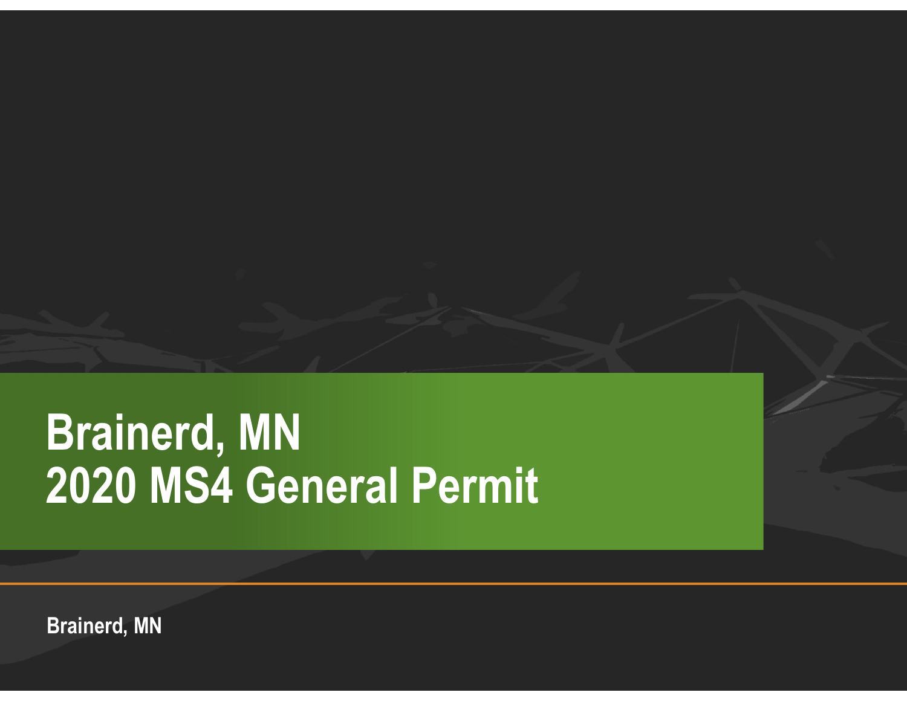# Brainerd, MN
# 2020 MS4 General Permit

Brainerd, MN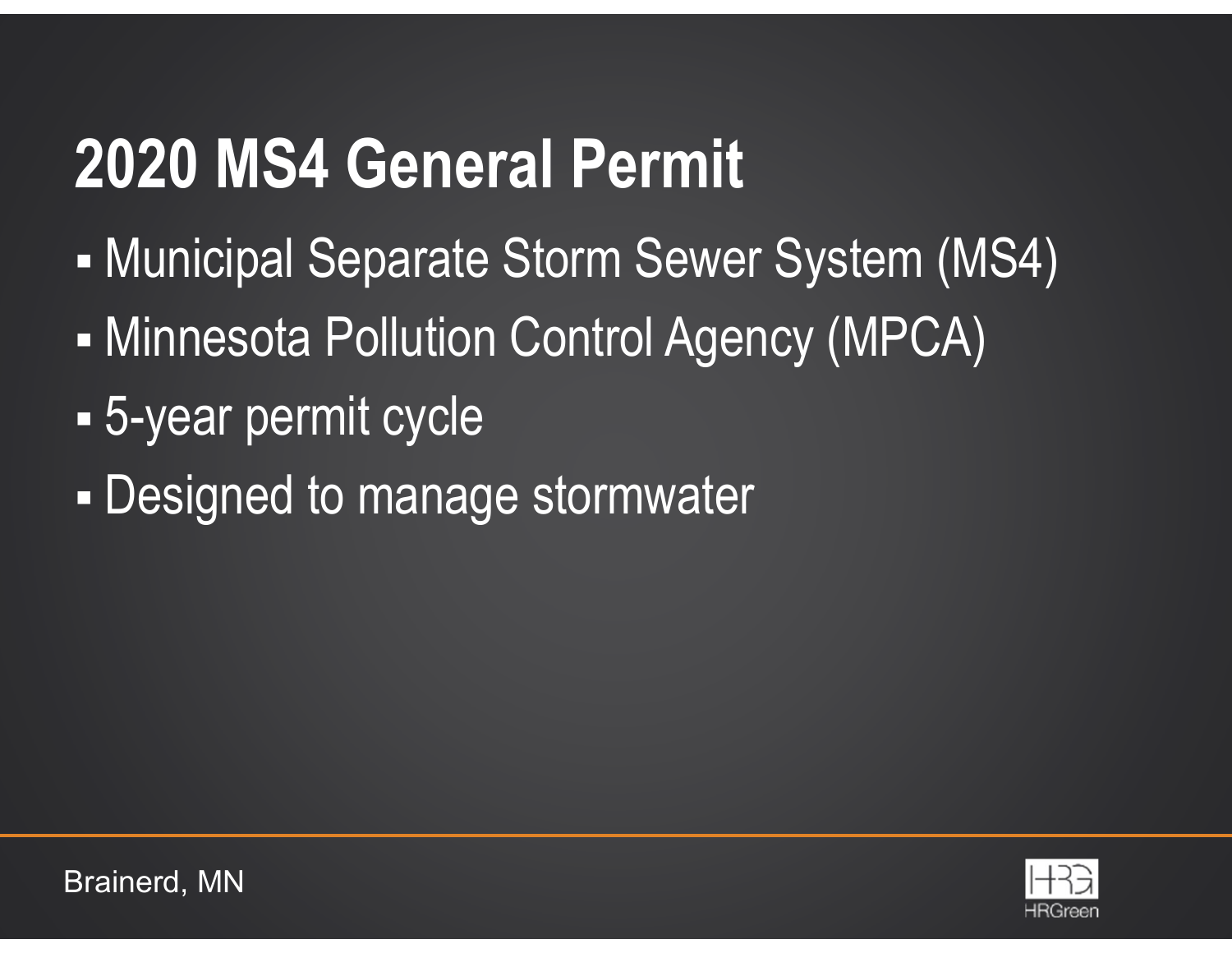# 2020 MS4 General Permit

- Municipal Separate Storm Sewer System (MS4)
- Minnesota Pollution Control Agency (MPCA)
- 5-year permit cycle
- Designed to manage stormwater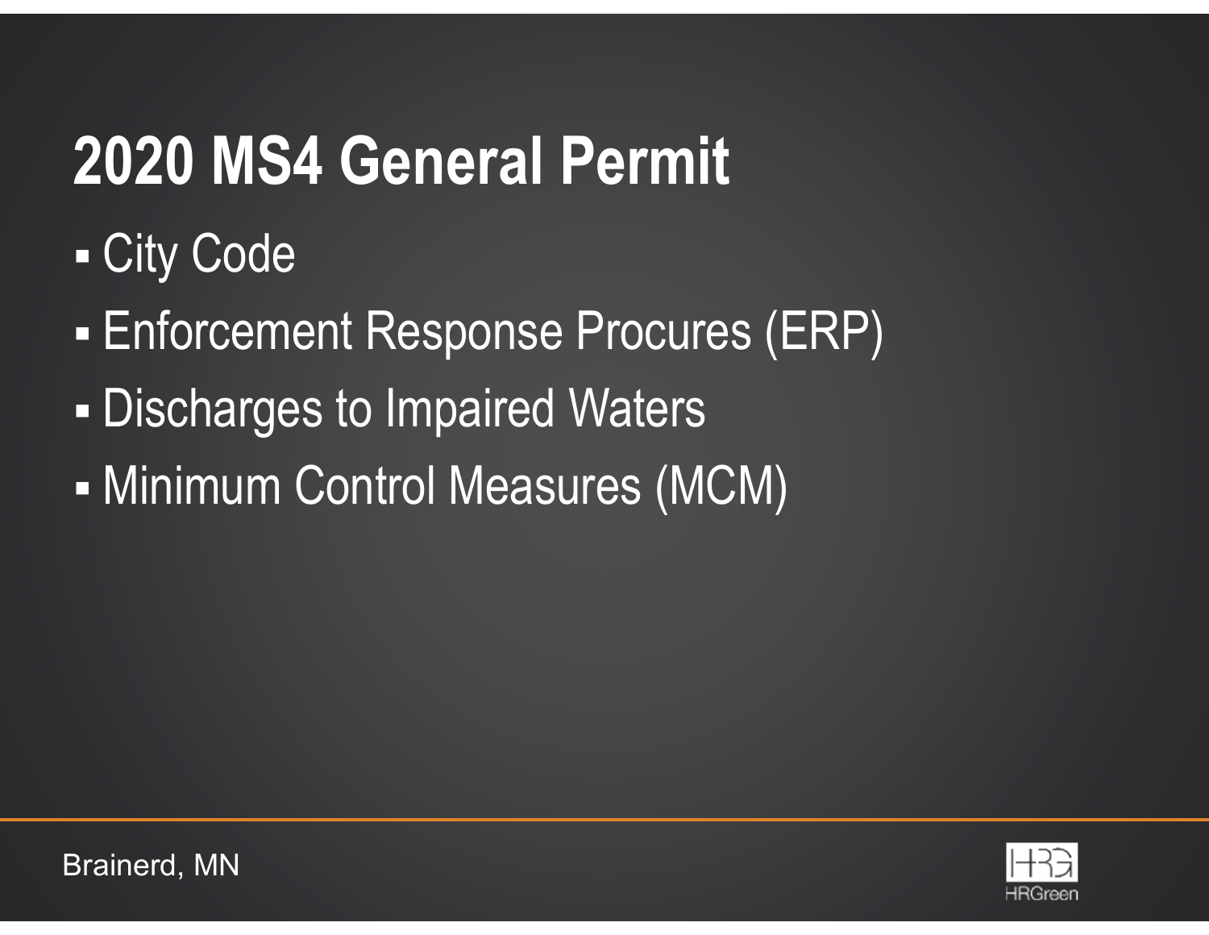# 2020 MS4 General Permit

- City Code
- Enforcement Response Procures (ERP)
- Discharges to Impaired Waters
- Minimum Control Measures (MCM)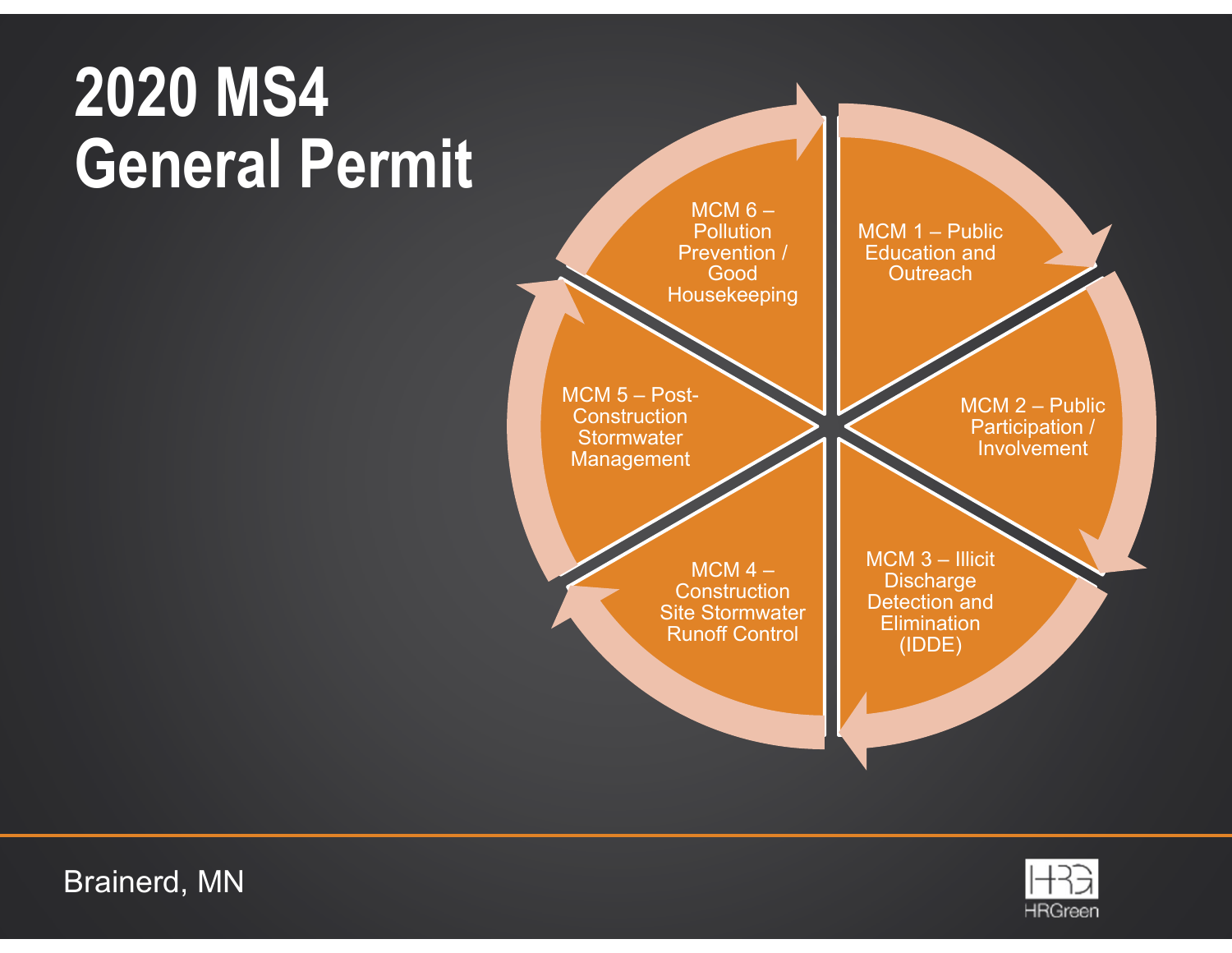# 2020 MS4 General Permit

- MCM 1 – Public Education and Outreach
- MCM 2 – Public Participation / Involvement
- MCM 3 – Illicit Discharge Detection and Elimination (IDDE)
- MCM 4 – Construction Site Stormwater Runoff Control
- MCM 5 – Post-Construction Stormwater Management
- MCM 6 – Pollution Prevention / Good Housekeeping

Brainerd, MN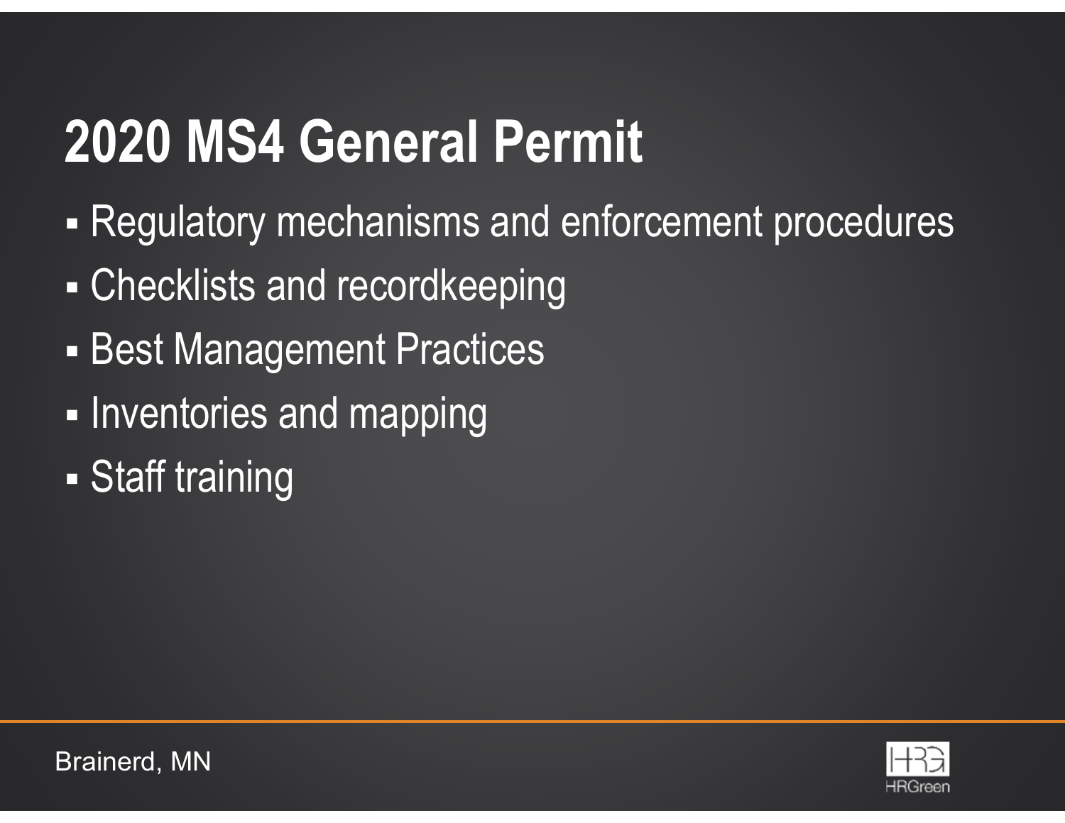# 2020 MS4 General Permit

- Regulatory mechanisms and enforcement procedures
- Checklists and recordkeeping
- Best Management Practices
- Inventories and mapping
- Staff training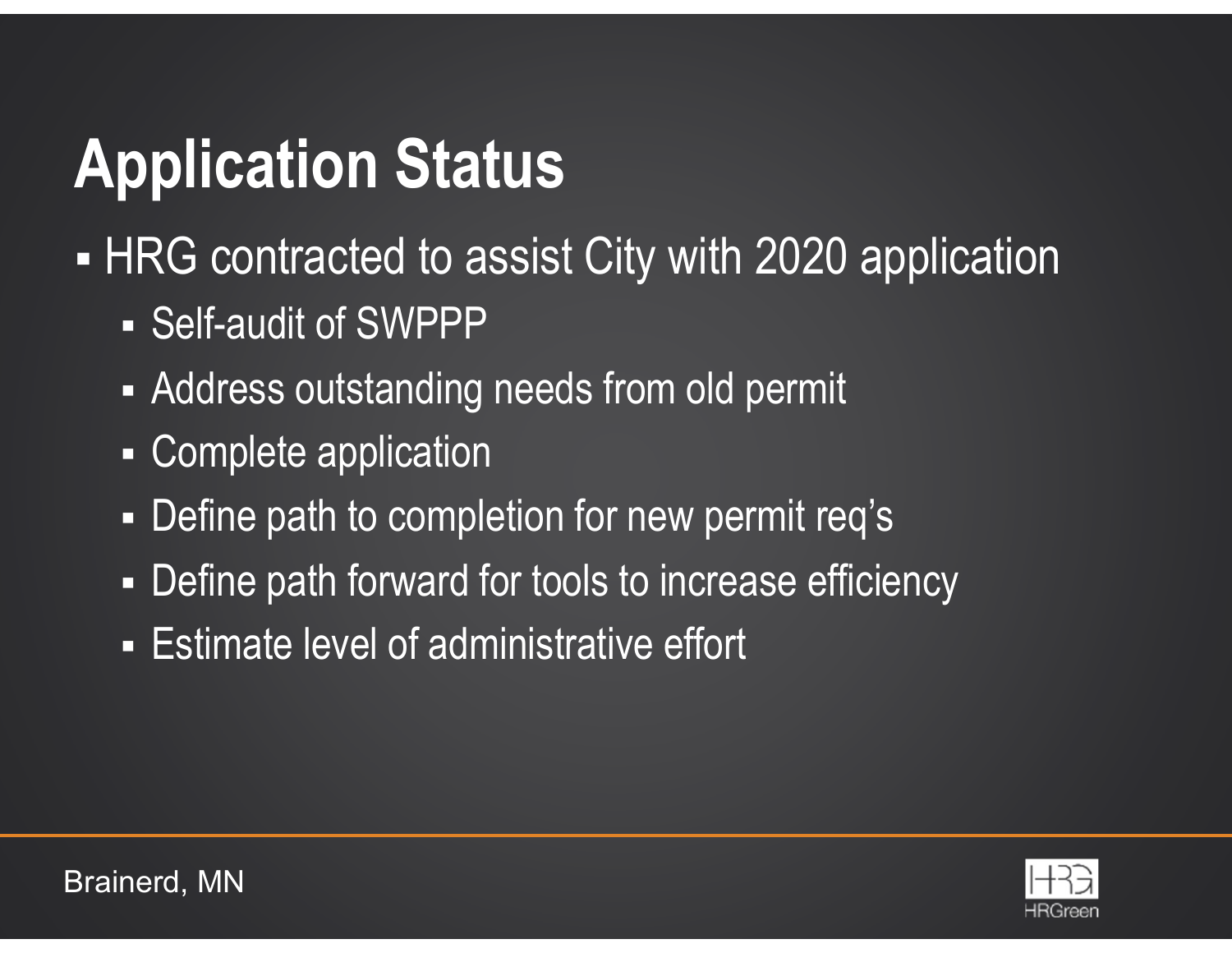# Application Status

- HRG contracted to assist City with 2020 application
  - Self-audit of SWPPP
  - Address outstanding needs from old permit
  - Complete application
  - Define path to completion for new permit req's
  - Define path forward for tools to increase efficiency
  - Estimate level of administrative effort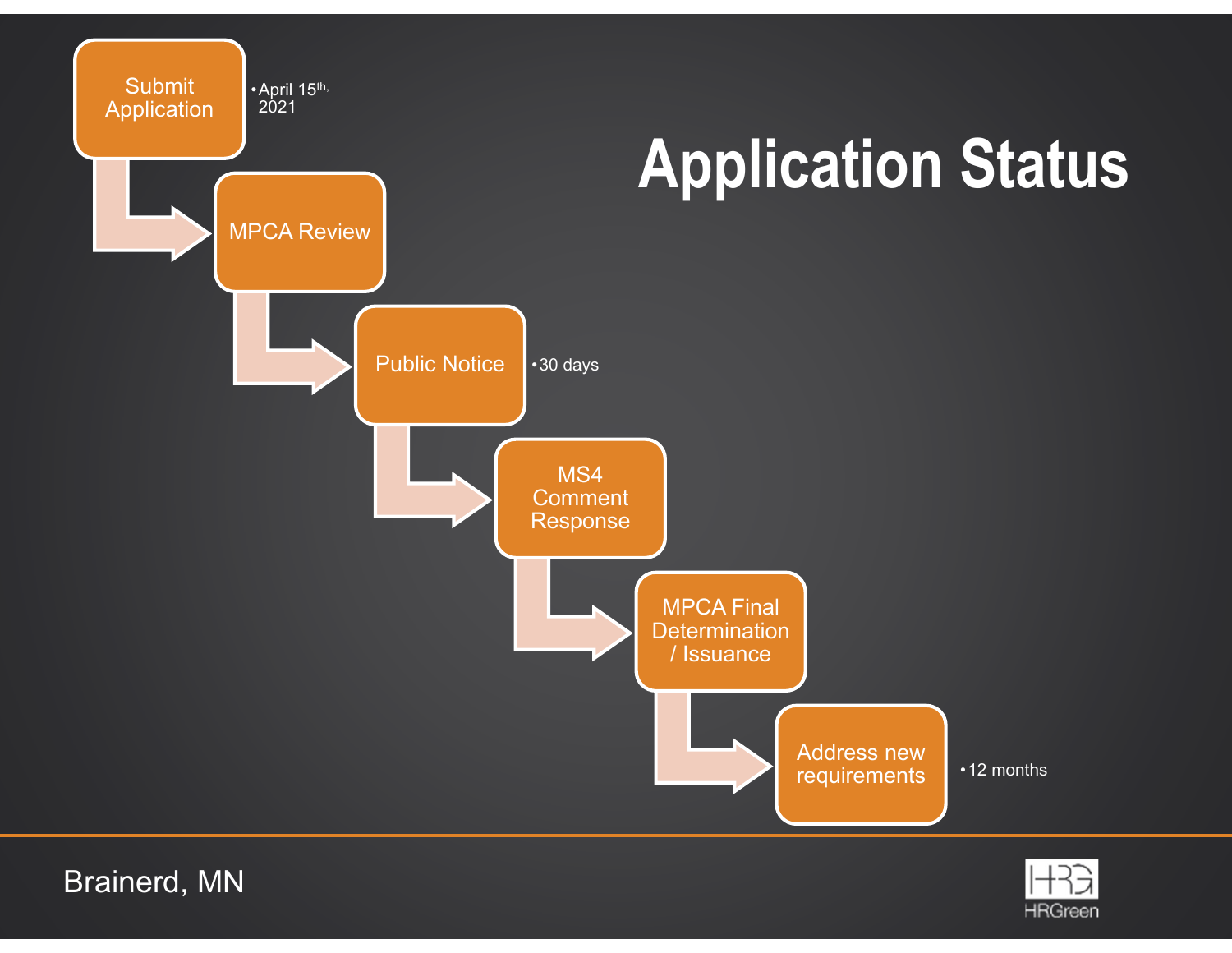# Application Status

- Submit Application
  - April 15th, 2021
- MPCA Review
- Public Notice
  - 30 days
- MS4 Comment Response
- MPCA Final Determination / Issuance
- Address new requirements
  - 12 months

Brainerd, MN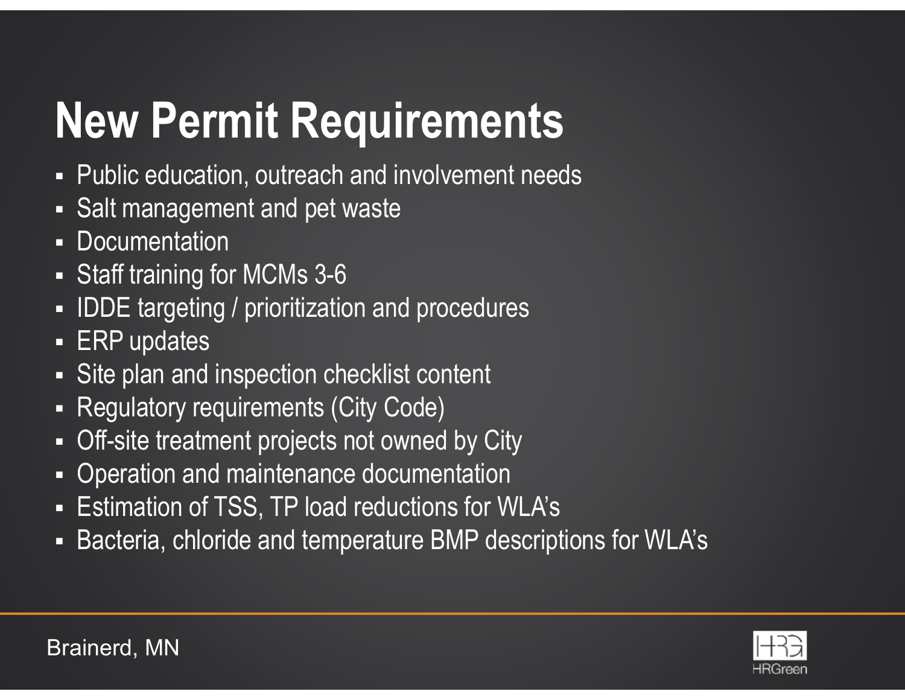# New Permit Requirements

- Public education, outreach and involvement needs
- Salt management and pet waste
- Documentation
- Staff training for MCMs 3-6
- IDDE targeting / prioritization and procedures
- ERP updates
- Site plan and inspection checklist content
- Regulatory requirements (City Code)
- Off-site treatment projects not owned by City
- Operation and maintenance documentation
- Estimation of TSS, TP load reductions for WLA's
- Bacteria, chloride and temperature BMP descriptions for WLA's

Brainerd, MN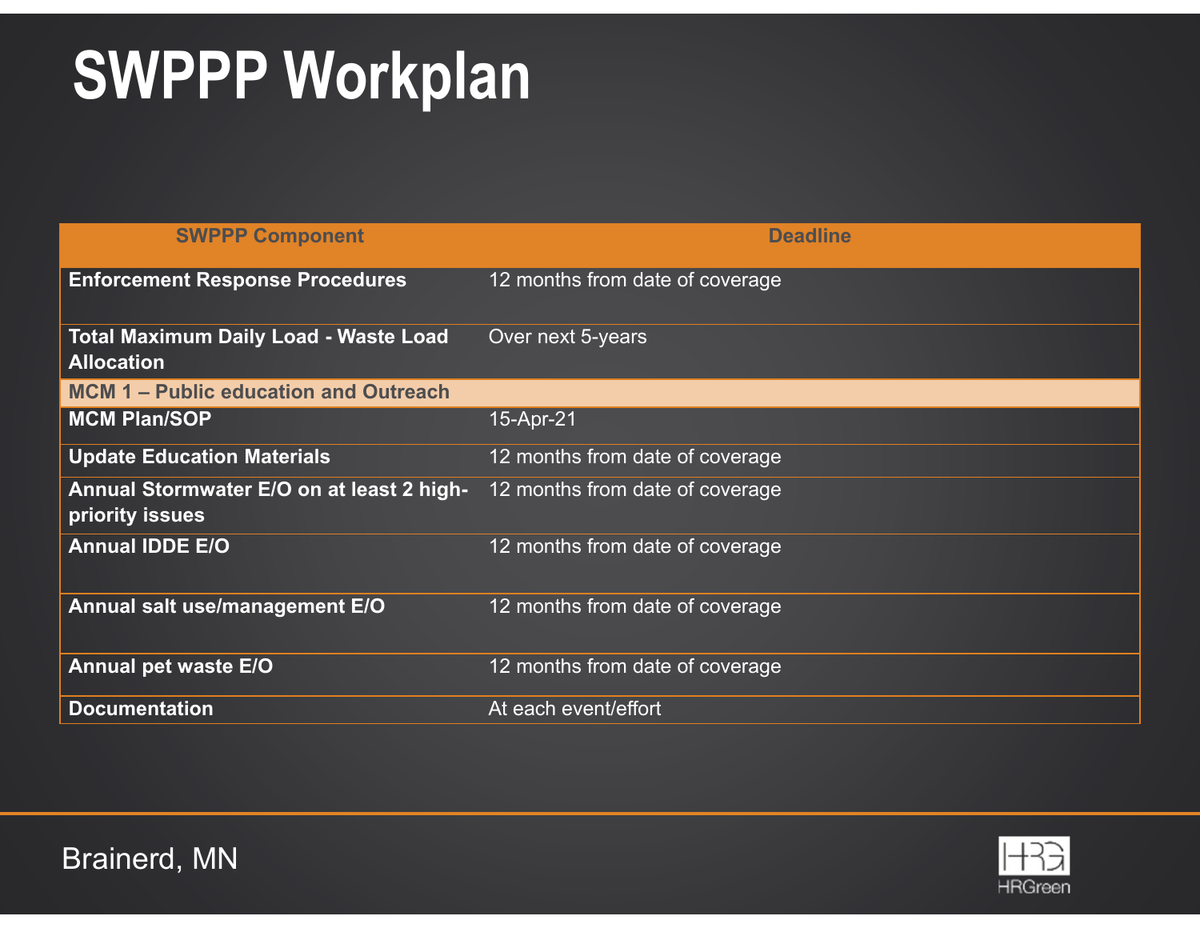# SWPPP Workplan

| SWPPP Component | Deadline |
|---|---|
| **Enforcement Response Procedures** | 12 months from date of coverage |
| **Total Maximum Daily Load - Waste Load Allocation** | Over next 5-years |
| **MCM 1 – Public education and Outreach** | |
| **MCM Plan/SOP** | 15-Apr-21 |
| **Update Education Materials** | 12 months from date of coverage |
| **Annual Stormwater E/O on at least 2 high-priority issues** | 12 months from date of coverage |
| **Annual IDDE E/O** | 12 months from date of coverage |
| **Annual salt use/management E/O** | 12 months from date of coverage |
| **Annual pet waste E/O** | 12 months from date of coverage |
| **Documentation** | At each event/effort |

Brainerd, MN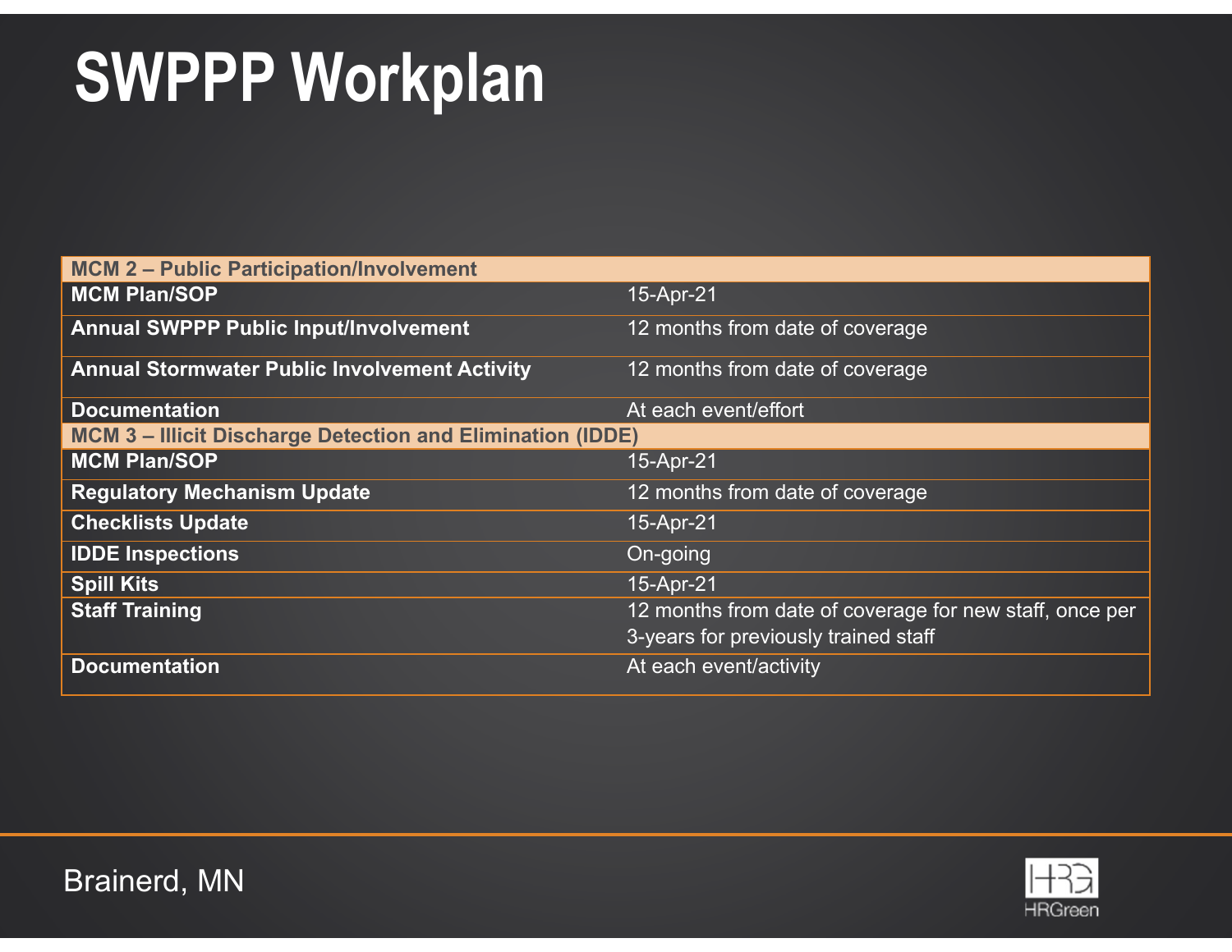# SWPPP Workplan

| MCM 2 – Public Participation/Involvement | |
|---|---|
| **MCM Plan/SOP** | 15-Apr-21 |
| **Annual SWPPP Public Input/Involvement** | 12 months from date of coverage |
| **Annual Stormwater Public Involvement Activity** | 12 months from date of coverage |
| **Documentation** | At each event/effort |
| **MCM 3 – Illicit Discharge Detection and Elimination (IDDE)** | |
| **MCM Plan/SOP** | 15-Apr-21 |
| **Regulatory Mechanism Update** | 12 months from date of coverage |
| **Checklists Update** | 15-Apr-21 |
| **IDDE Inspections** | On-going |
| **Spill Kits** | 15-Apr-21 |
| **Staff Training** | 12 months from date of coverage for new staff, once per 3-years for previously trained staff |
| **Documentation** | At each event/activity |

Brainerd, MN

HRGreen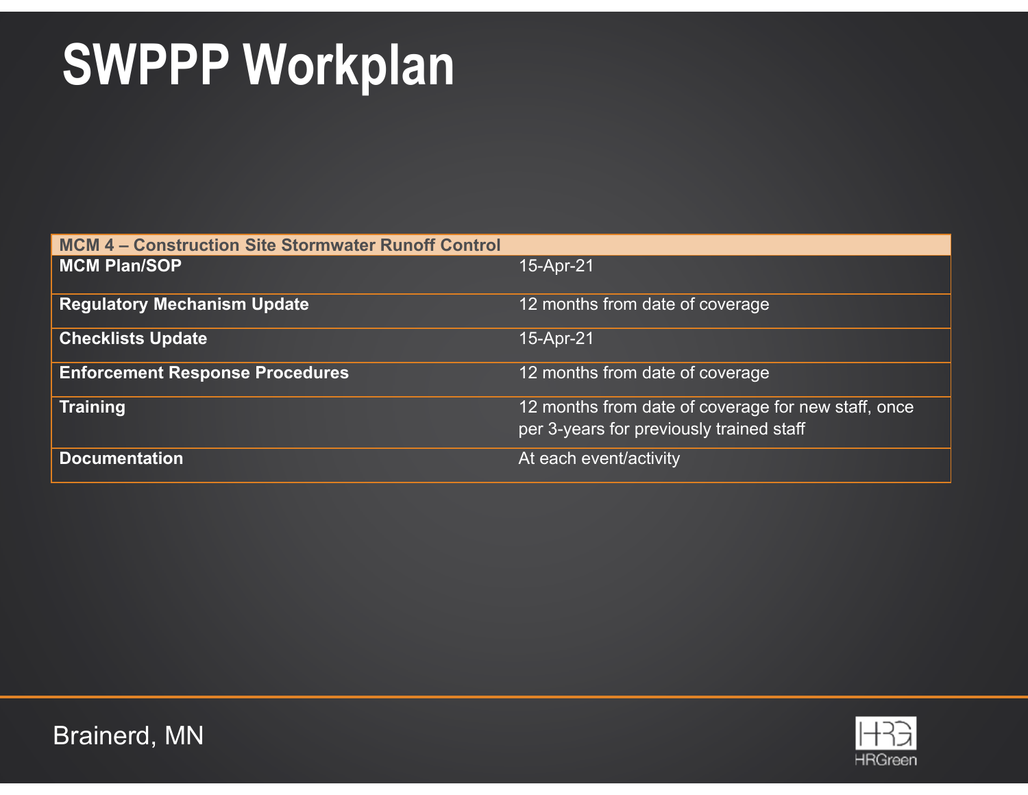# SWPPP Workplan

| MCM 4 – Construction Site Stormwater Runoff Control | |
|---|---|
| **MCM Plan/SOP** | 15-Apr-21 |
| **Regulatory Mechanism Update** | 12 months from date of coverage |
| **Checklists Update** | 15-Apr-21 |
| **Enforcement Response Procedures** | 12 months from date of coverage |
| **Training** | 12 months from date of coverage for new staff, once per 3-years for previously trained staff |
| **Documentation** | At each event/activity |

Brainerd, MN

HRGreen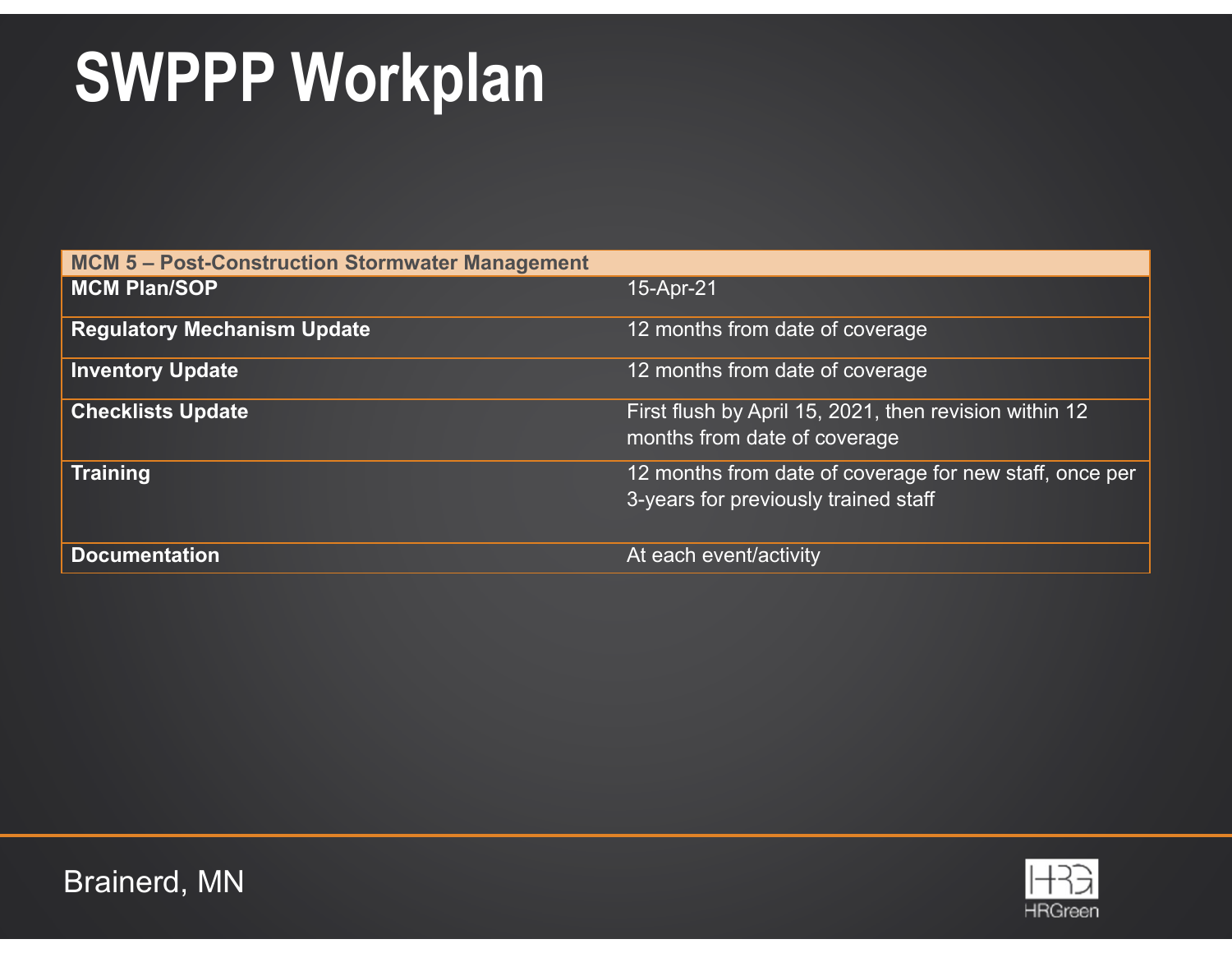# SWPPP Workplan

| MCM 5 – Post-Construction Stormwater Management | |
|---|---|
| **MCM Plan/SOP** | 15-Apr-21 |
| **Regulatory Mechanism Update** | 12 months from date of coverage |
| **Inventory Update** | 12 months from date of coverage |
| **Checklists Update** | First flush by April 15, 2021, then revision within 12 months from date of coverage |
| **Training** | 12 months from date of coverage for new staff, once per 3-years for previously trained staff |
| **Documentation** | At each event/activity |

Brainerd, MN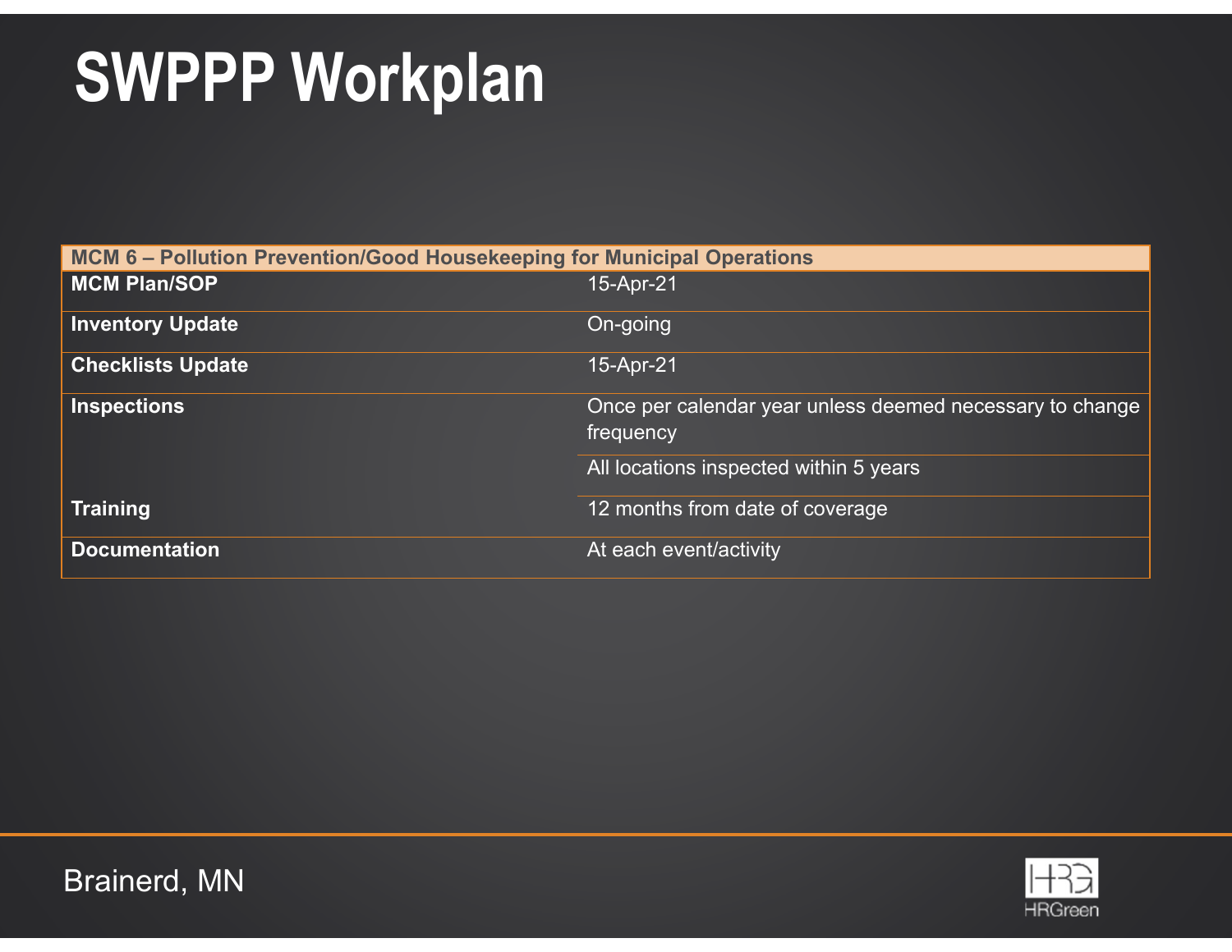# SWPPP Workplan

| MCM 6 – Pollution Prevention/Good Housekeeping for Municipal Operations | |
|---|---|
| **MCM Plan/SOP** | 15-Apr-21 |
| **Inventory Update** | On-going |
| **Checklists Update** | 15-Apr-21 |
| **Inspections** | Once per calendar year unless deemed necessary to change frequency |
| | All locations inspected within 5 years |
| **Training** | 12 months from date of coverage |
| **Documentation** | At each event/activity |

Brainerd, MN

HRGreen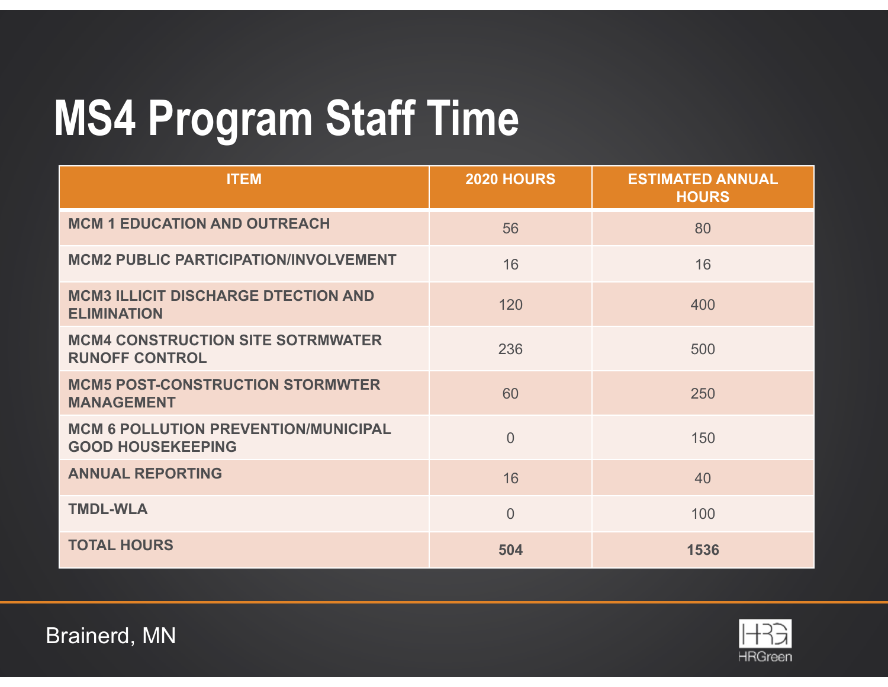# MS4 Program Staff Time

| ITEM | 2020 HOURS | ESTIMATED ANNUAL HOURS |
|---|---|---|
| **MCM 1 EDUCATION AND OUTREACH** | 56 | 80 |
| **MCM2 PUBLIC PARTICIPATION/INVOLVEMENT** | 16 | 16 |
| **MCM3 ILLICIT DISCHARGE DTECTION AND ELIMINATION** | 120 | 400 |
| **MCM4 CONSTRUCTION SITE SOTRMWATER RUNOFF CONTROL** | 236 | 500 |
| **MCM5 POST-CONSTRUCTION STORMWTER MANAGEMENT** | 60 | 250 |
| **MCM 6 POLLUTION PREVENTION/MUNICIPAL GOOD HOUSEKEEPING** | 0 | 150 |
| **ANNUAL REPORTING** | 16 | 40 |
| **TMDL-WLA** | 0 | 100 |
| **TOTAL HOURS** | **504** | **1536** |

Brainerd, MN

HRGreen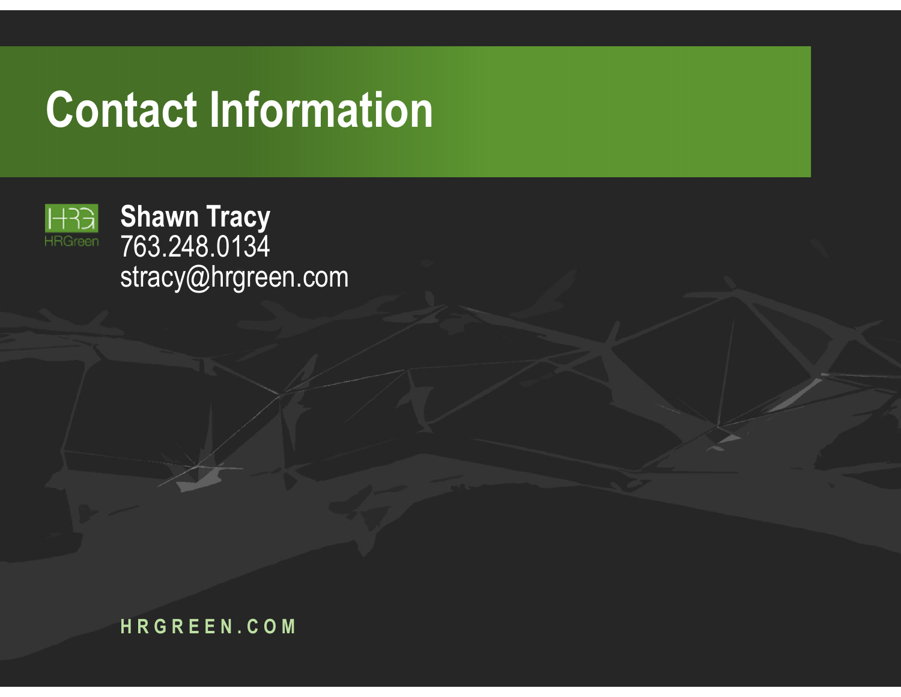# Contact Information

**Shawn Tracy**
763.248.0134
stracy@hrgreen.com

HRGREEN.COM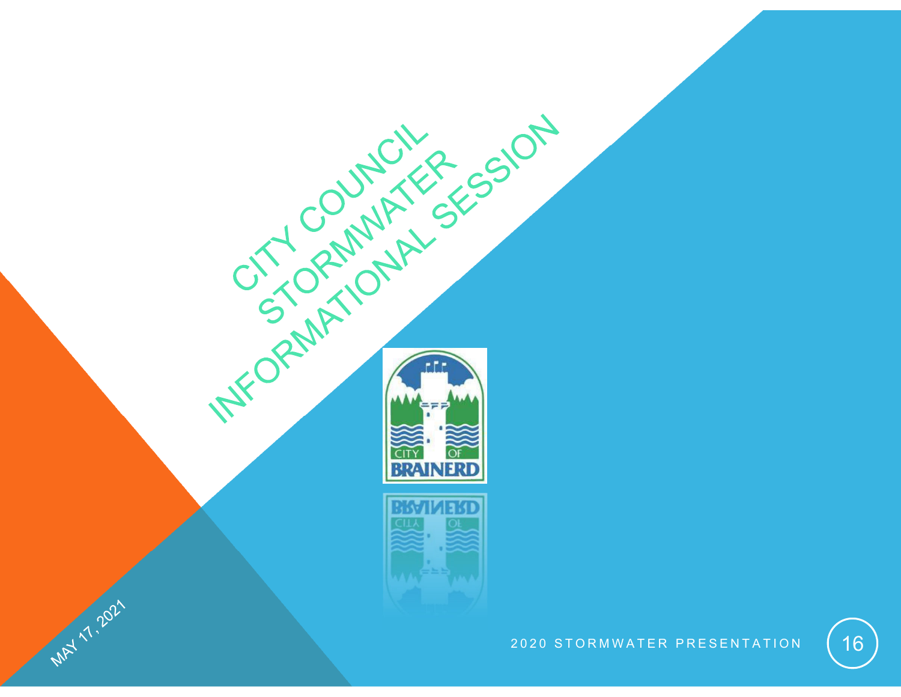# CITY COUNCIL STORMWATER INFORMATIONAL SESSION

MAY 17, 2021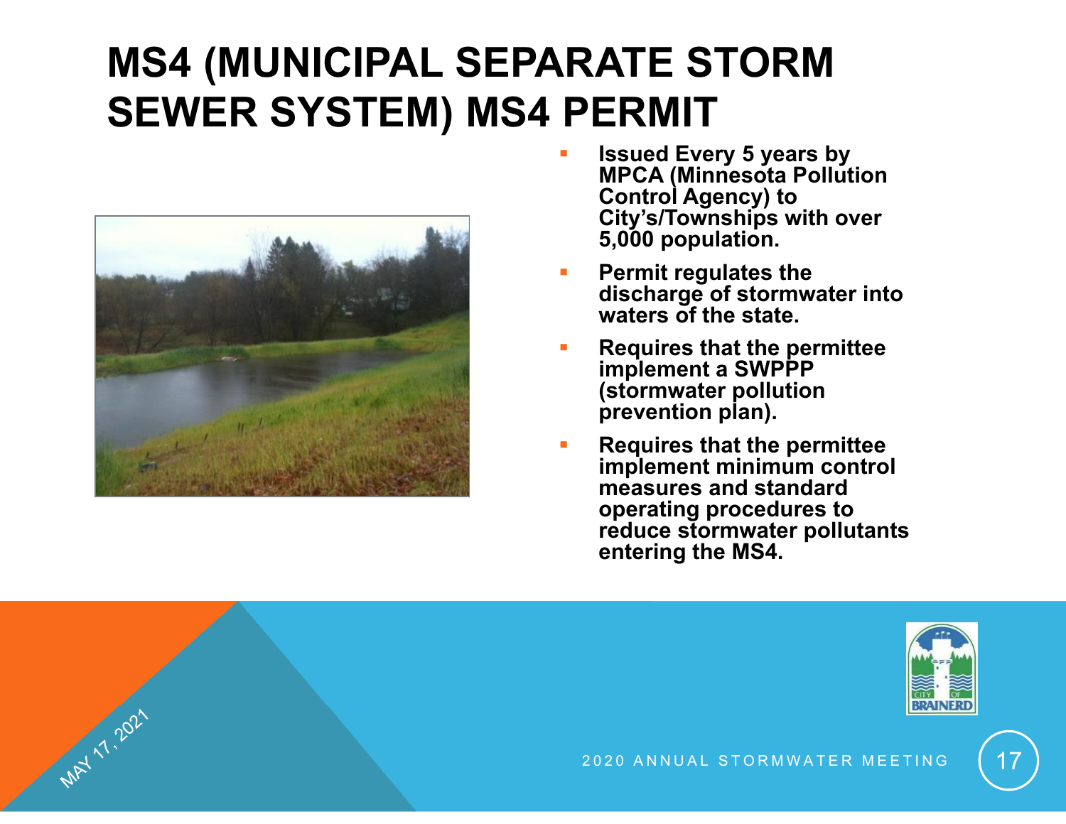# MS4 (MUNICIPAL SEPARATE STORM SEWER SYSTEM) MS4 PERMIT

- **Issued Every 5 years by MPCA (Minnesota Pollution Control Agency) to City's/Townships with over 5,000 population.**
- **Permit regulates the discharge of stormwater into waters of the state.**
- **Requires that the permittee implement a SWPPP (stormwater pollution prevention plan).**
- **Requires that the permittee implement minimum control measures and standard operating procedures to reduce stormwater pollutants entering the MS4.**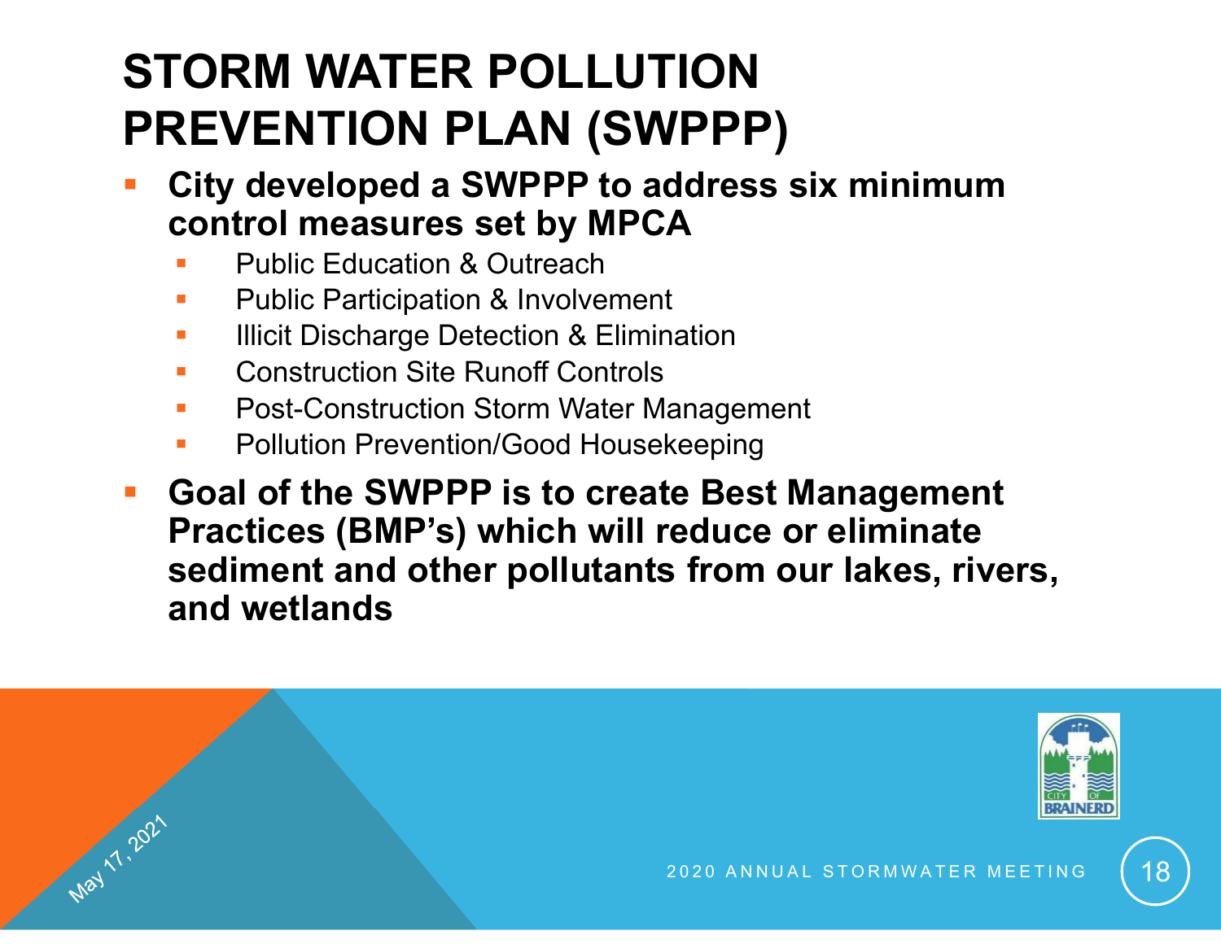# STORM WATER POLLUTION PREVENTION PLAN (SWPPP)

- **City developed a SWPPP to address six minimum control measures set by MPCA**
  - Public Education & Outreach
  - Public Participation & Involvement
  - Illicit Discharge Detection & Elimination
  - Construction Site Runoff Controls
  - Post-Construction Storm Water Management
  - Pollution Prevention/Good Housekeeping
- **Goal of the SWPPP is to create Best Management Practices (BMP's) which will reduce or eliminate sediment and other pollutants from our lakes, rivers, and wetlands**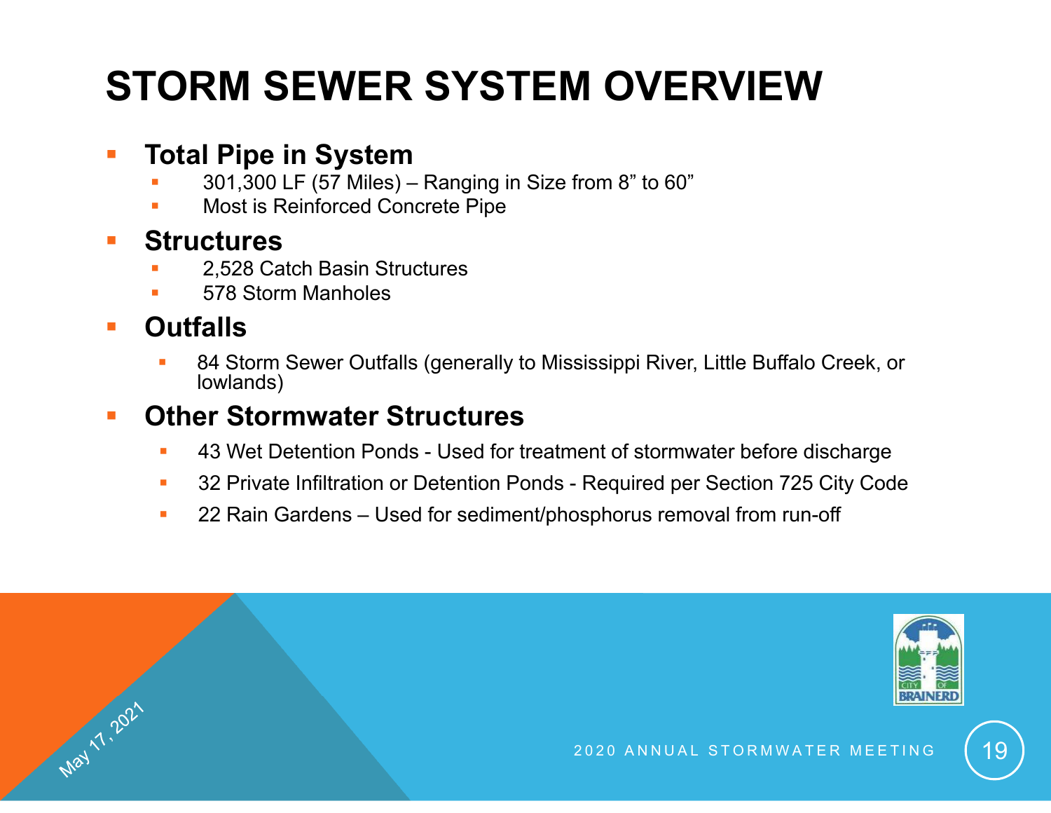# STORM SEWER SYSTEM OVERVIEW

- **Total Pipe in System**
  - 301,300 LF (57 Miles) – Ranging in Size from 8" to 60"
  - Most is Reinforced Concrete Pipe
- **Structures**
  - 2,528 Catch Basin Structures
  - 578 Storm Manholes
- **Outfalls**
  - 84 Storm Sewer Outfalls (generally to Mississippi River, Little Buffalo Creek, or lowlands)
- **Other Stormwater Structures**
  - 43 Wet Detention Ponds - Used for treatment of stormwater before discharge
  - 32 Private Infiltration or Detention Ponds - Required per Section 725 City Code
  - 22 Rain Gardens – Used for sediment/phosphorus removal from run-off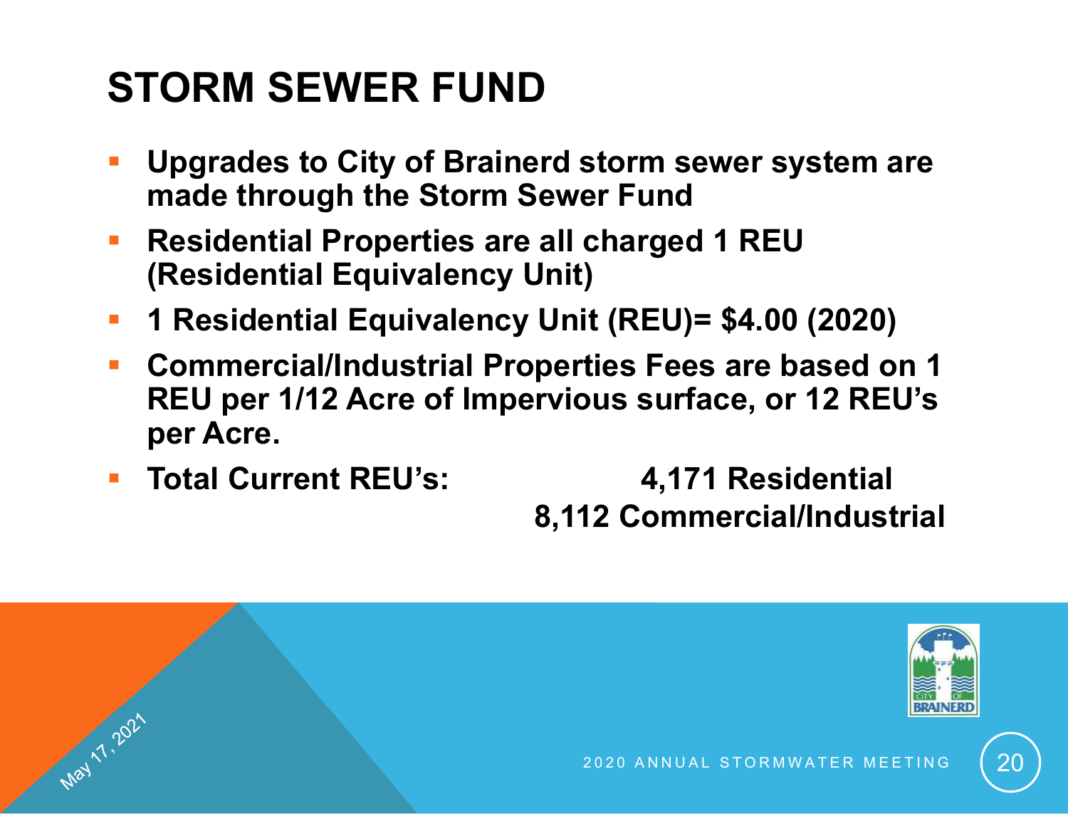# STORM SEWER FUND

- **Upgrades to City of Brainerd storm sewer system are made through the Storm Sewer Fund**
- **Residential Properties are all charged 1 REU (Residential Equivalency Unit)**
- **1 Residential Equivalency Unit (REU)= $4.00 (2020)**
- **Commercial/Industrial Properties Fees are based on 1 REU per 1/12 Acre of Impervious surface, or 12 REU's per Acre.**
- **Total Current REU's: 4,171 Residential**
  **8,112 Commercial/Industrial**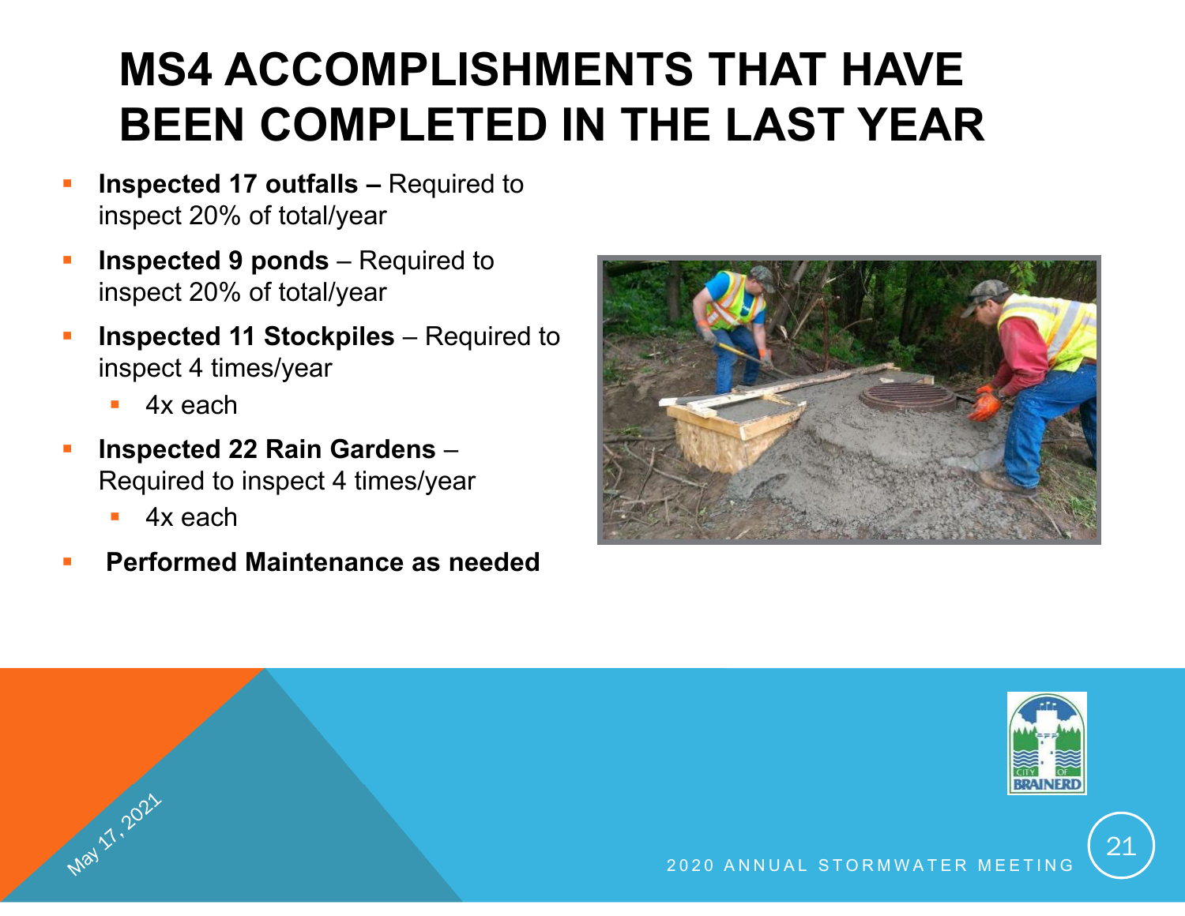# MS4 ACCOMPLISHMENTS THAT HAVE BEEN COMPLETED IN THE LAST YEAR

- **Inspected 17 outfalls –** Required to inspect 20% of total/year
- **Inspected 9 ponds** – Required to inspect 20% of total/year
- **Inspected 11 Stockpiles** – Required to inspect 4 times/year
  - 4x each
- **Inspected 22 Rain Gardens** – Required to inspect 4 times/year
  - 4x each
- **Performed Maintenance as needed**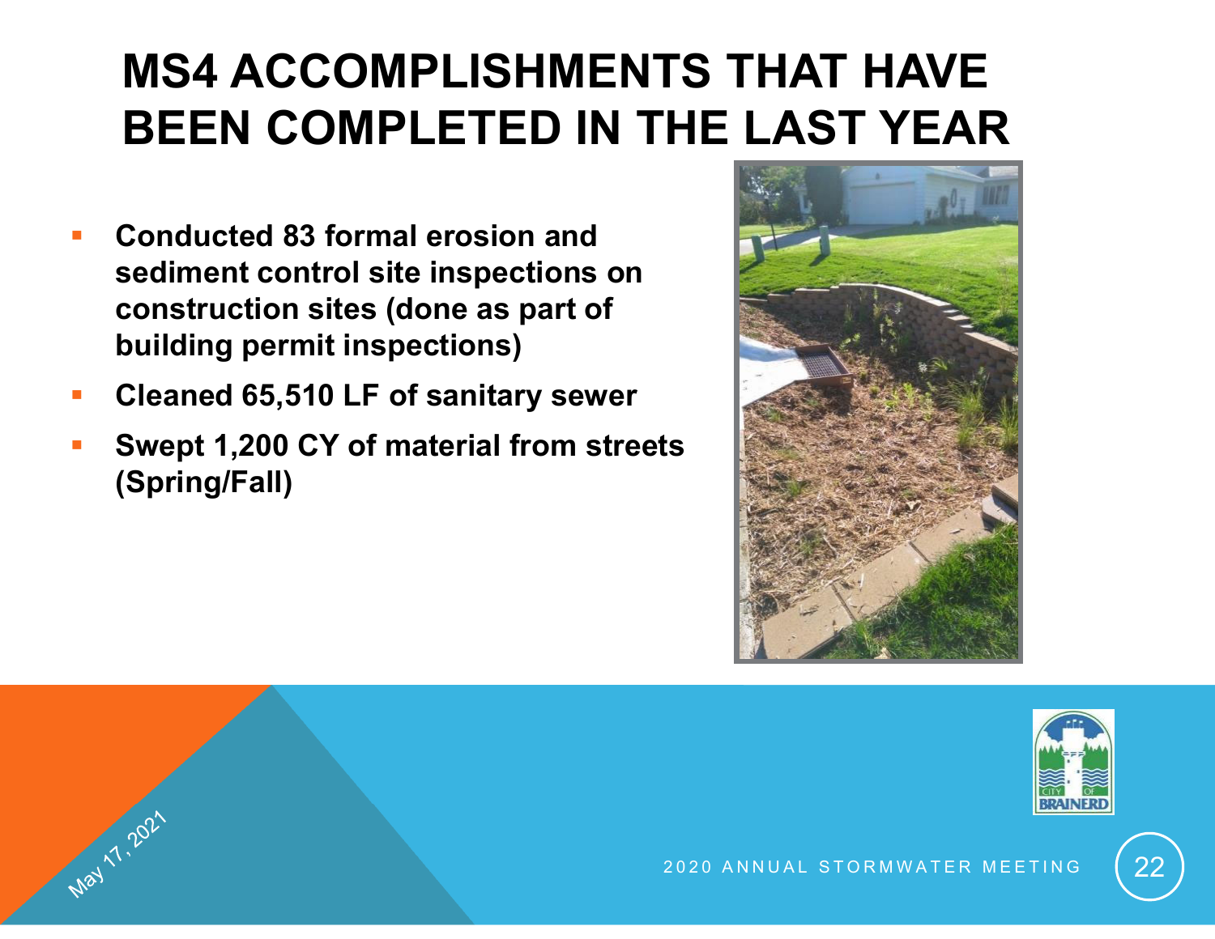# MS4 ACCOMPLISHMENTS THAT HAVE BEEN COMPLETED IN THE LAST YEAR

- **Conducted 83 formal erosion and sediment control site inspections on construction sites (done as part of building permit inspections)**
- **Cleaned 65,510 LF of sanitary sewer**
- **Swept 1,200 CY of material from streets (Spring/Fall)**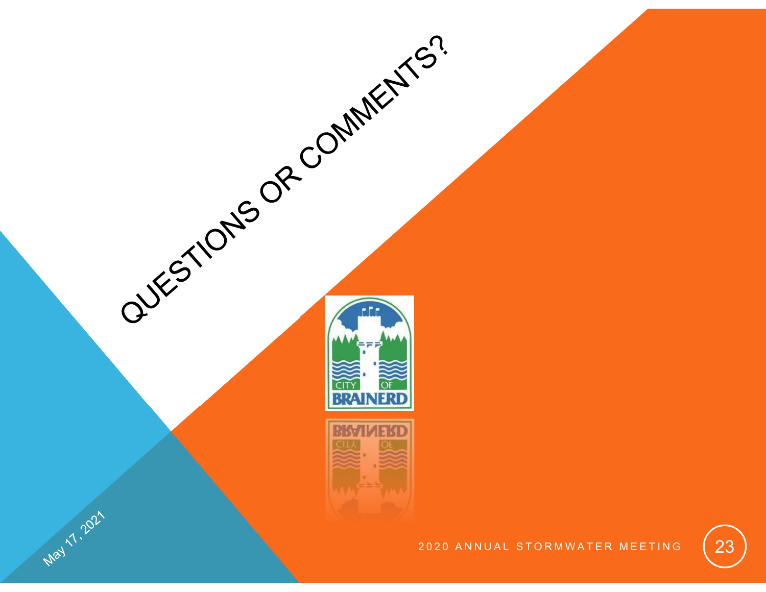# QUESTIONS OR COMMENTS?

CITY OF BRAINERD

May 17, 2021

2020 ANNUAL STORMWATER MEETING